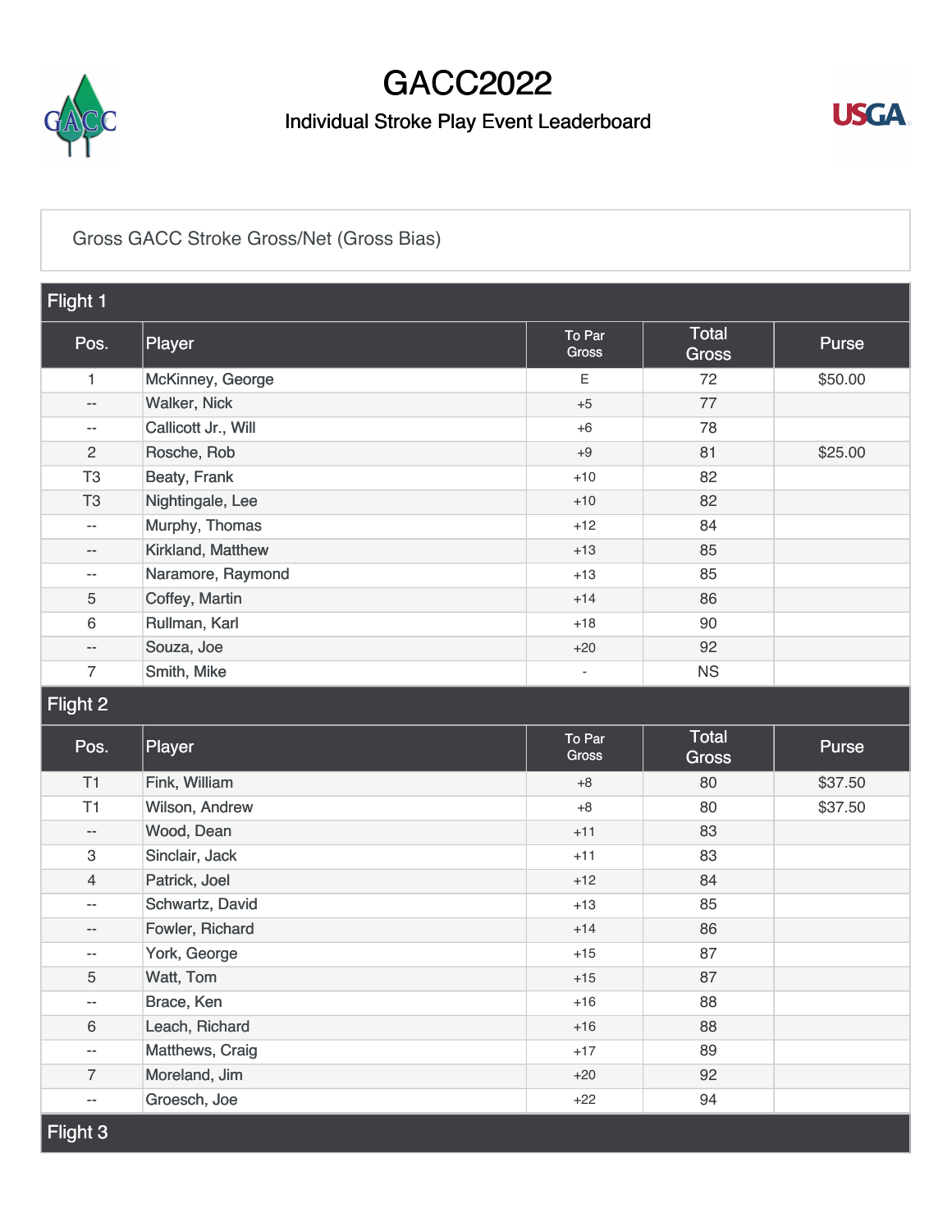# GACC2022

## Individual Stroke Play Event Leaderboard

Gross GACC Stroke Gross/Net (Gross Bias)

### Flight 1

| Pos. | Player | To Par Gross | Total Gross | Purse |
|---|---|---|---|---|
| 1 | McKinney, George | E | 72 | $50.00 |
| -- | Walker, Nick | +5 | 77 | |
| -- | Callicott Jr., Will | +6 | 78 | |
| 2 | Rosche, Rob | +9 | 81 | $25.00 |
| T3 | Beaty, Frank | +10 | 82 | |
| T3 | Nightingale, Lee | +10 | 82 | |
| -- | Murphy, Thomas | +12 | 84 | |
| -- | Kirkland, Matthew | +13 | 85 | |
| -- | Naramore, Raymond | +13 | 85 | |
| 5 | Coffey, Martin | +14 | 86 | |
| 6 | Rullman, Karl | +18 | 90 | |
| -- | Souza, Joe | +20 | 92 | |
| 7 | Smith, Mike | - | NS | |

### Flight 2

| Pos. | Player | To Par Gross | Total Gross | Purse |
|---|---|---|---|---|
| T1 | Fink, William | +8 | 80 | $37.50 |
| T1 | Wilson, Andrew | +8 | 80 | $37.50 |
| -- | Wood, Dean | +11 | 83 | |
| 3 | Sinclair, Jack | +11 | 83 | |
| 4 | Patrick, Joel | +12 | 84 | |
| -- | Schwartz, David | +13 | 85 | |
| -- | Fowler, Richard | +14 | 86 | |
| -- | York, George | +15 | 87 | |
| 5 | Watt, Tom | +15 | 87 | |
| -- | Brace, Ken | +16 | 88 | |
| 6 | Leach, Richard | +16 | 88 | |
| -- | Matthews, Craig | +17 | 89 | |
| 7 | Moreland, Jim | +20 | 92 | |
| -- | Groesch, Joe | +22 | 94 | |

### Flight 3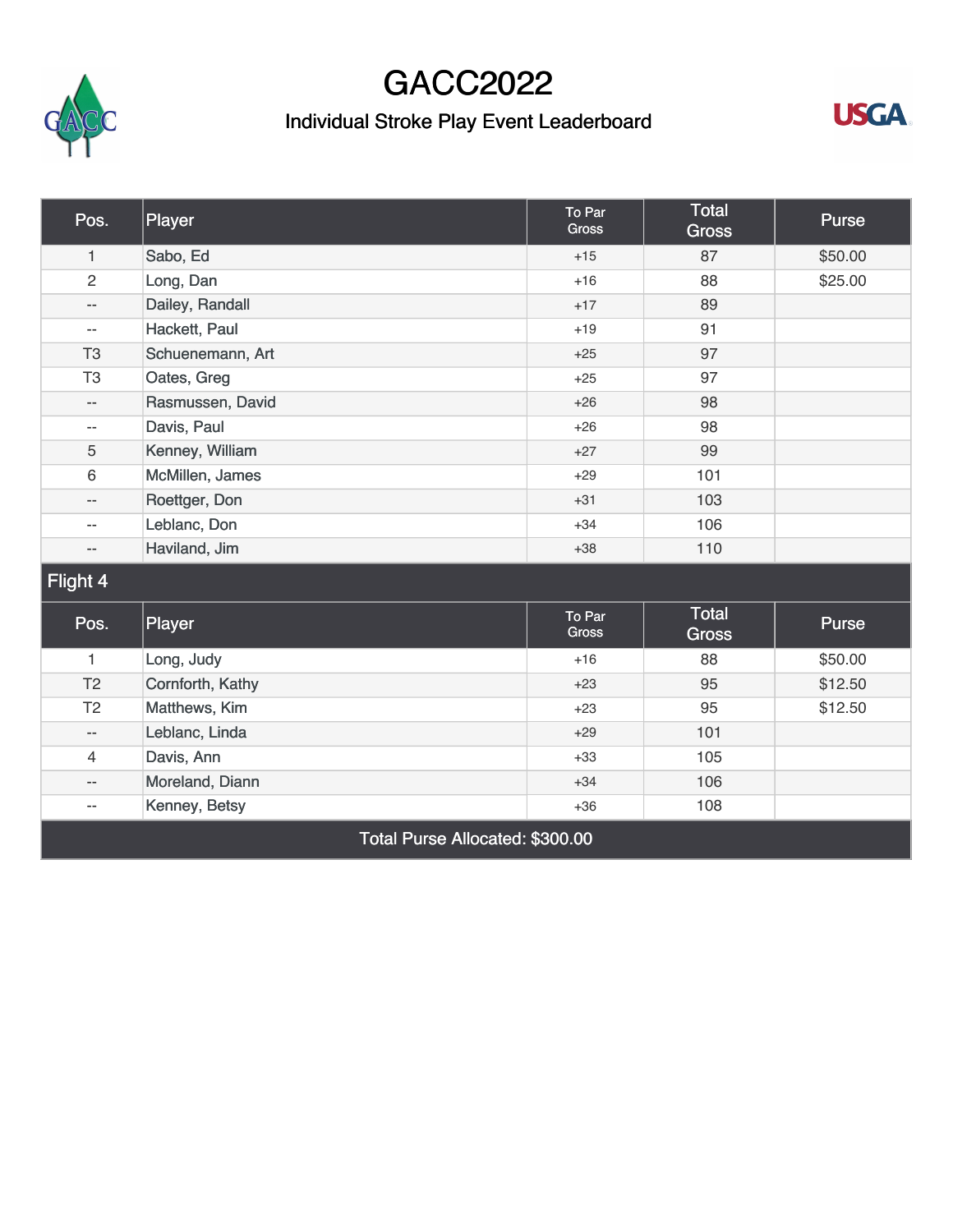# GACC2022

## Individual Stroke Play Event Leaderboard

| Pos. | Player | To Par Gross | Total Gross | Purse |
|---|---|---|---|---|
| 1 | Sabo, Ed | +15 | 87 | $50.00 |
| 2 | Long, Dan | +16 | 88 | $25.00 |
| -- | Dailey, Randall | +17 | 89 | |
| -- | Hackett, Paul | +19 | 91 | |
| T3 | Schuenemann, Art | +25 | 97 | |
| T3 | Oates, Greg | +25 | 97 | |
| -- | Rasmussen, David | +26 | 98 | |
| -- | Davis, Paul | +26 | 98 | |
| 5 | Kenney, William | +27 | 99 | |
| 6 | McMillen, James | +29 | 101 | |
| -- | Roettger, Don | +31 | 103 | |
| -- | Leblanc, Don | +34 | 106 | |
| -- | Haviland, Jim | +38 | 110 | |

### Flight 4

| Pos. | Player | To Par Gross | Total Gross | Purse |
|---|---|---|---|---|
| 1 | Long, Judy | +16 | 88 | $50.00 |
| T2 | Cornforth, Kathy | +23 | 95 | $12.50 |
| T2 | Matthews, Kim | +23 | 95 | $12.50 |
| -- | Leblanc, Linda | +29 | 101 | |
| 4 | Davis, Ann | +33 | 105 | |
| -- | Moreland, Diann | +34 | 106 | |
| -- | Kenney, Betsy | +36 | 108 | |

Total Purse Allocated: $300.00